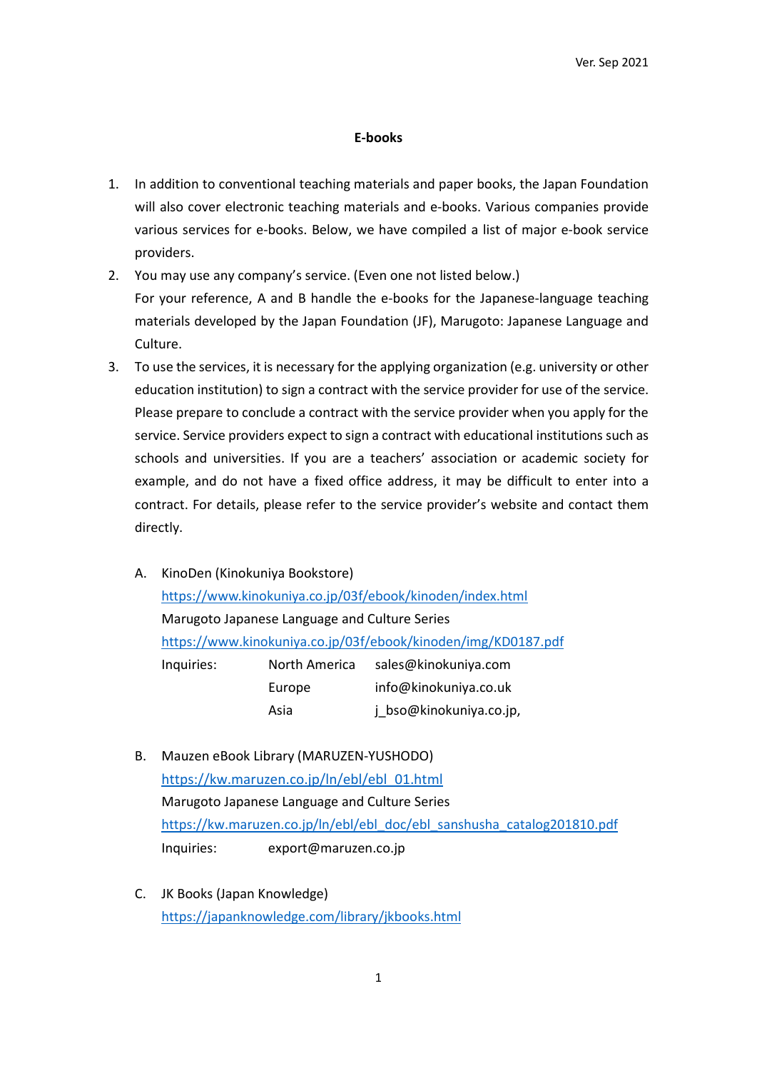Ver. Sep 2021

## E-books

1. In addition to conventional teaching materials and paper books, the Japan Foundation will also cover electronic teaching materials and e-books. Various companies provide various services for e-books. Below, we have compiled a list of major e-book service providers.
2. You may use any company's service. (Even one not listed below.)
   For your reference, A and B handle the e-books for the Japanese-language teaching materials developed by the Japan Foundation (JF), Marugoto: Japanese Language and Culture.
3. To use the services, it is necessary for the applying organization (e.g. university or other education institution) to sign a contract with the service provider for use of the service. Please prepare to conclude a contract with the service provider when you apply for the service. Service providers expect to sign a contract with educational institutions such as schools and universities. If you are a teachers' association or academic society for example, and do not have a fixed office address, it may be difficult to enter into a contract. For details, please refer to the service provider's website and contact them directly.

   A. KinoDen (Kinokuniya Bookstore)
   https://www.kinokuniya.co.jp/03f/ebook/kinoden/index.html
   Marugoto Japanese Language and Culture Series
   https://www.kinokuniya.co.jp/03f/ebook/kinoden/img/KD0187.pdf
   Inquiries:
   - North America: sales@kinokuniya.com
   - Europe: info@kinokuniya.co.uk
   - Asia: j_bso@kinokuniya.co.jp,

   B. Mauzen eBook Library (MARUZEN-YUSHODO)
   https://kw.maruzen.co.jp/ln/ebl/ebl_01.html
   Marugoto Japanese Language and Culture Series
   https://kw.maruzen.co.jp/ln/ebl/ebl_doc/ebl_sanshusha_catalog201810.pdf
   Inquiries: export@maruzen.co.jp

   C. JK Books (Japan Knowledge)
   https://japanknowledge.com/library/jkbooks.html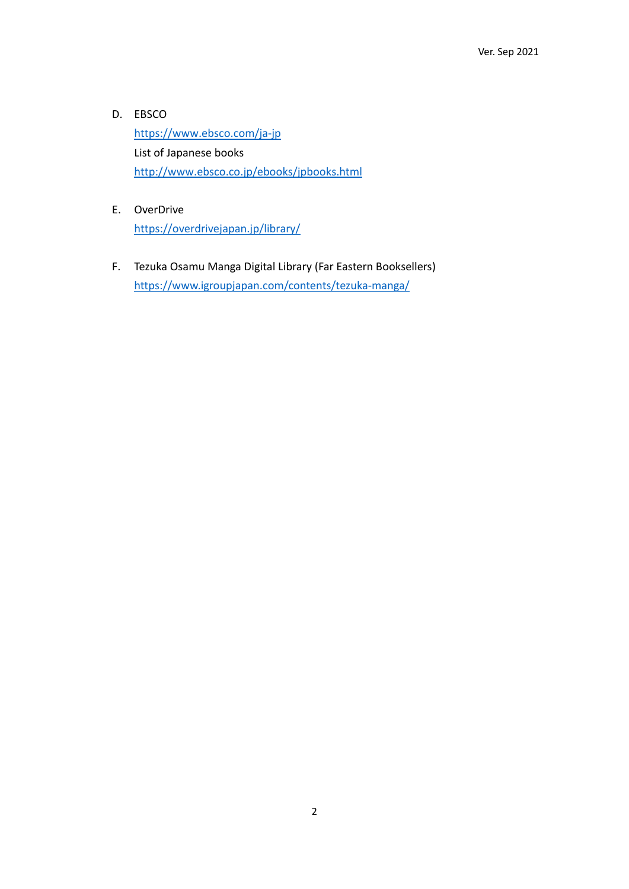D. EBSCO
   https://www.ebsco.com/ja-jp
   List of Japanese books
   http://www.ebsco.co.jp/ebooks/jpbooks.html

E. OverDrive
   https://overdrivejapan.jp/library/

F. Tezuka Osamu Manga Digital Library (Far Eastern Booksellers)
   https://www.igroupjapan.com/contents/tezuka-manga/